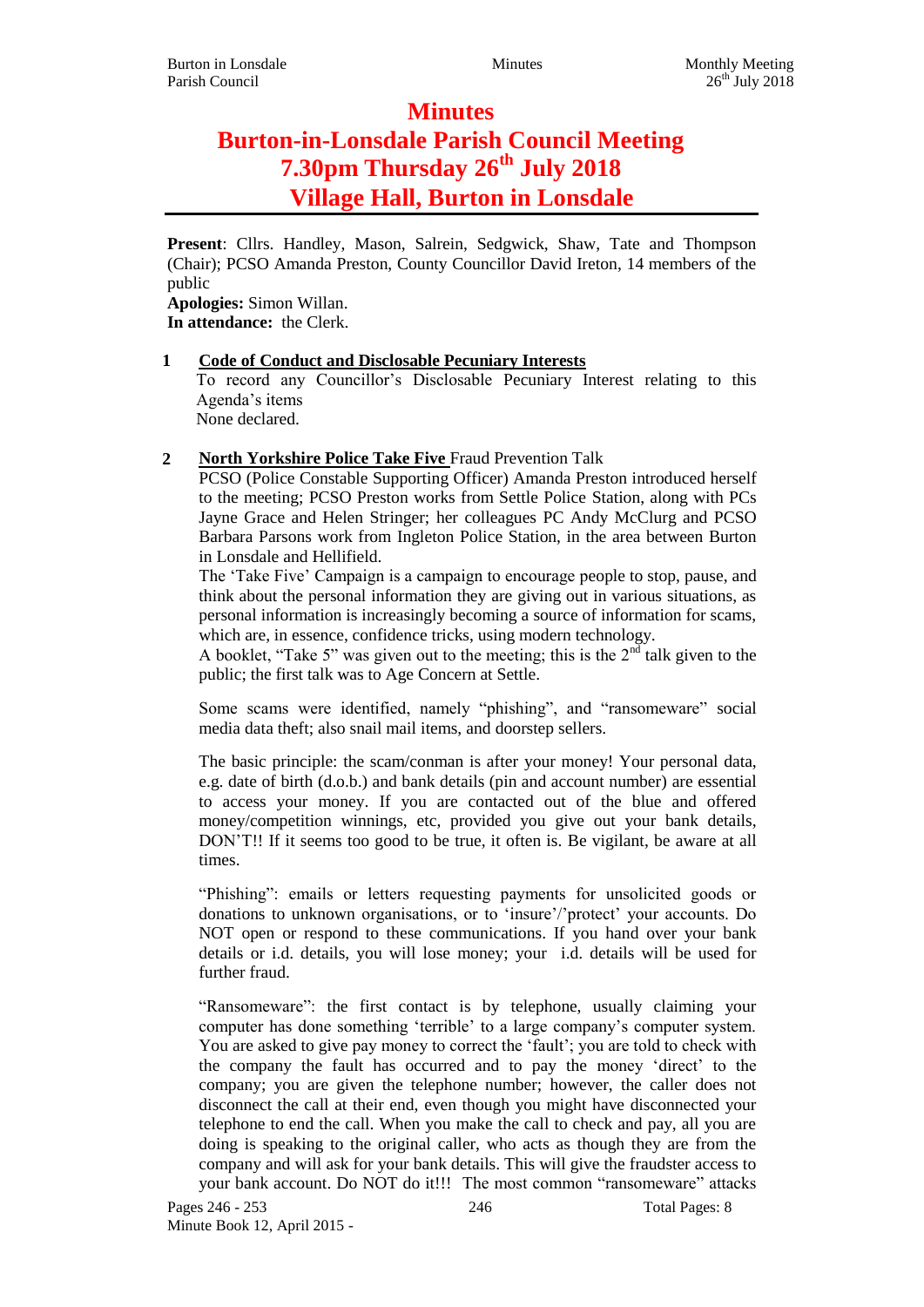# Minutes
# Burton-in-Lonsdale Parish Council Meeting
# 7.30pm Thursday 26th July 2018
# Village Hall, Burton in Lonsdale

**Present**: Cllrs. Handley, Mason, Salrein, Sedgwick, Shaw, Tate and Thompson (Chair); PCSO Amanda Preston, County Councillor David Ireton, 14 members of the public

**Apologies:** Simon Willan.

**In attendance:** the Clerk.

**1 Code of Conduct and Disclosable Pecuniary Interests**

To record any Councillor's Disclosable Pecuniary Interest relating to this Agenda's items

None declared.

**2 North Yorkshire Police Take Five** Fraud Prevention Talk

PCSO (Police Constable Supporting Officer) Amanda Preston introduced herself to the meeting; PCSO Preston works from Settle Police Station, along with PCs Jayne Grace and Helen Stringer; her colleagues PC Andy McClurg and PCSO Barbara Parsons work from Ingleton Police Station, in the area between Burton in Lonsdale and Hellifield.

The 'Take Five' Campaign is a campaign to encourage people to stop, pause, and think about the personal information they are giving out in various situations, as personal information is increasingly becoming a source of information for scams, which are, in essence, confidence tricks, using modern technology.

A booklet, "Take 5" was given out to the meeting; this is the 2nd talk given to the public; the first talk was to Age Concern at Settle.

Some scams were identified, namely "phishing", and "ransomeware" social media data theft; also snail mail items, and doorstep sellers.

The basic principle: the scam/conman is after your money! Your personal data, e.g. date of birth (d.o.b.) and bank details (pin and account number) are essential to access your money. If you are contacted out of the blue and offered money/competition winnings, etc, provided you give out your bank details, DON'T!! If it seems too good to be true, it often is. Be vigilant, be aware at all times.

"Phishing": emails or letters requesting payments for unsolicited goods or donations to unknown organisations, or to 'insure'/'protect' your accounts. Do NOT open or respond to these communications. If you hand over your bank details or i.d. details, you will lose money; your i.d. details will be used for further fraud.

"Ransomeware": the first contact is by telephone, usually claiming your computer has done something 'terrible' to a large company's computer system. You are asked to give pay money to correct the 'fault'; you are told to check with the company the fault has occurred and to pay the money 'direct' to the company; you are given the telephone number; however, the caller does not disconnect the call at their end, even though you might have disconnected your telephone to end the call. When you make the call to check and pay, all you are doing is speaking to the original caller, who acts as though they are from the company and will ask for your bank details. This will give the fraudster access to your bank account. Do NOT do it!!! The most common "ransomeware" attacks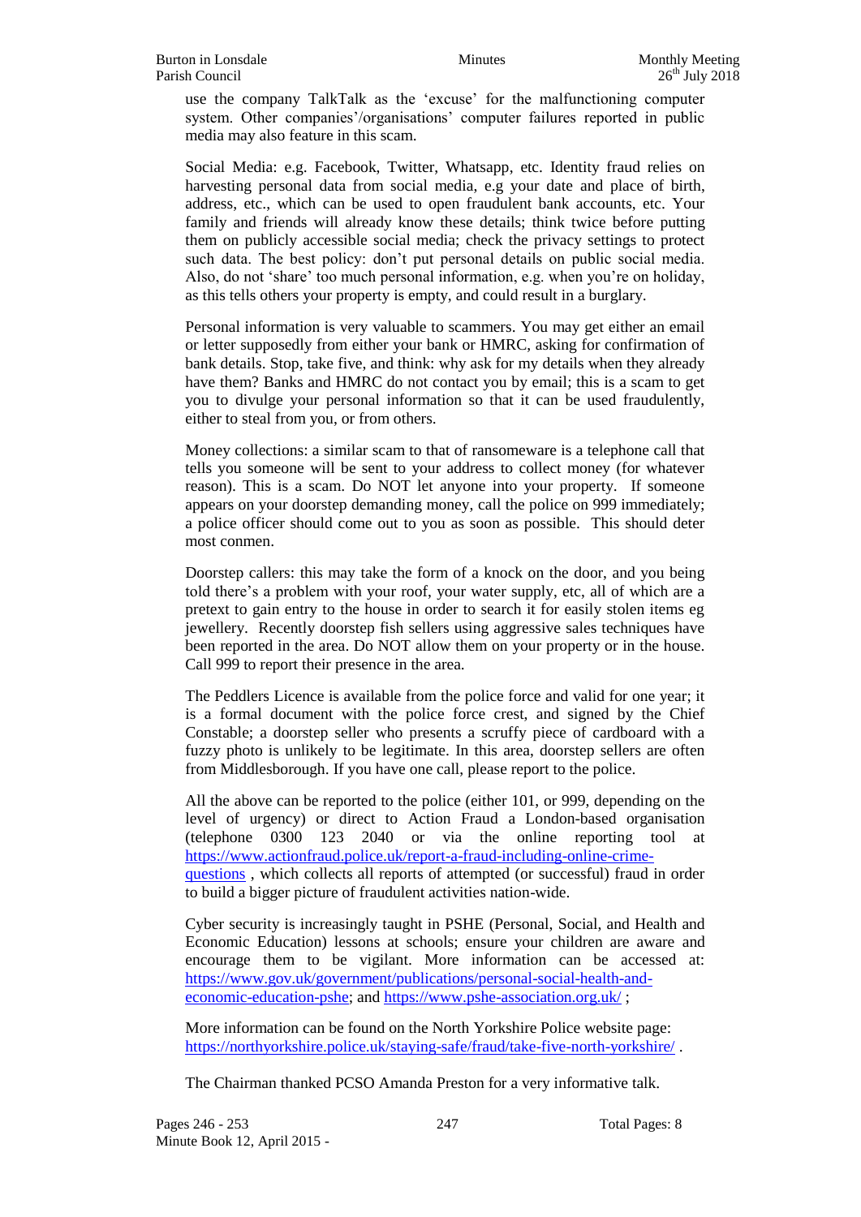use the company TalkTalk as the 'excuse' for the malfunctioning computer system. Other companies'/organisations' computer failures reported in public media may also feature in this scam.

Social Media: e.g. Facebook, Twitter, Whatsapp, etc. Identity fraud relies on harvesting personal data from social media, e.g your date and place of birth, address, etc., which can be used to open fraudulent bank accounts, etc. Your family and friends will already know these details; think twice before putting them on publicly accessible social media; check the privacy settings to protect such data. The best policy: don't put personal details on public social media. Also, do not 'share' too much personal information, e.g. when you're on holiday, as this tells others your property is empty, and could result in a burglary.

Personal information is very valuable to scammers. You may get either an email or letter supposedly from either your bank or HMRC, asking for confirmation of bank details. Stop, take five, and think: why ask for my details when they already have them? Banks and HMRC do not contact you by email; this is a scam to get you to divulge your personal information so that it can be used fraudulently, either to steal from you, or from others.

Money collections: a similar scam to that of ransomeware is a telephone call that tells you someone will be sent to your address to collect money (for whatever reason). This is a scam. Do NOT let anyone into your property. If someone appears on your doorstep demanding money, call the police on 999 immediately; a police officer should come out to you as soon as possible. This should deter most conmen.

Doorstep callers: this may take the form of a knock on the door, and you being told there's a problem with your roof, your water supply, etc, all of which are a pretext to gain entry to the house in order to search it for easily stolen items eg jewellery. Recently doorstep fish sellers using aggressive sales techniques have been reported in the area. Do NOT allow them on your property or in the house. Call 999 to report their presence in the area.

The Peddlers Licence is available from the police force and valid for one year; it is a formal document with the police force crest, and signed by the Chief Constable; a doorstep seller who presents a scruffy piece of cardboard with a fuzzy photo is unlikely to be legitimate. In this area, doorstep sellers are often from Middlesborough. If you have one call, please report to the police.

All the above can be reported to the police (either 101, or 999, depending on the level of urgency) or direct to Action Fraud a London-based organisation (telephone 0300 123 2040 or via the online reporting tool at [https://www.actionfraud.police.uk/report-a-fraud-including-online-crime-questions](https://www.actionfraud.police.uk/report-a-fraud-including-online-crime-questions) , which collects all reports of attempted (or successful) fraud in order to build a bigger picture of fraudulent activities nation-wide.

Cyber security is increasingly taught in PSHE (Personal, Social, and Health and Economic Education) lessons at schools; ensure your children are aware and encourage them to be vigilant. More information can be accessed at: [https://www.gov.uk/government/publications/personal-social-health-and-economic-education-pshe](https://www.gov.uk/government/publications/personal-social-health-and-economic-education-pshe); and [https://www.pshe-association.org.uk/](https://www.pshe-association.org.uk/) ;

More information can be found on the North Yorkshire Police website page: [https://northyorkshire.police.uk/staying-safe/fraud/take-five-north-yorkshire/](https://northyorkshire.police.uk/staying-safe/fraud/take-five-north-yorkshire/) .

The Chairman thanked PCSO Amanda Preston for a very informative talk.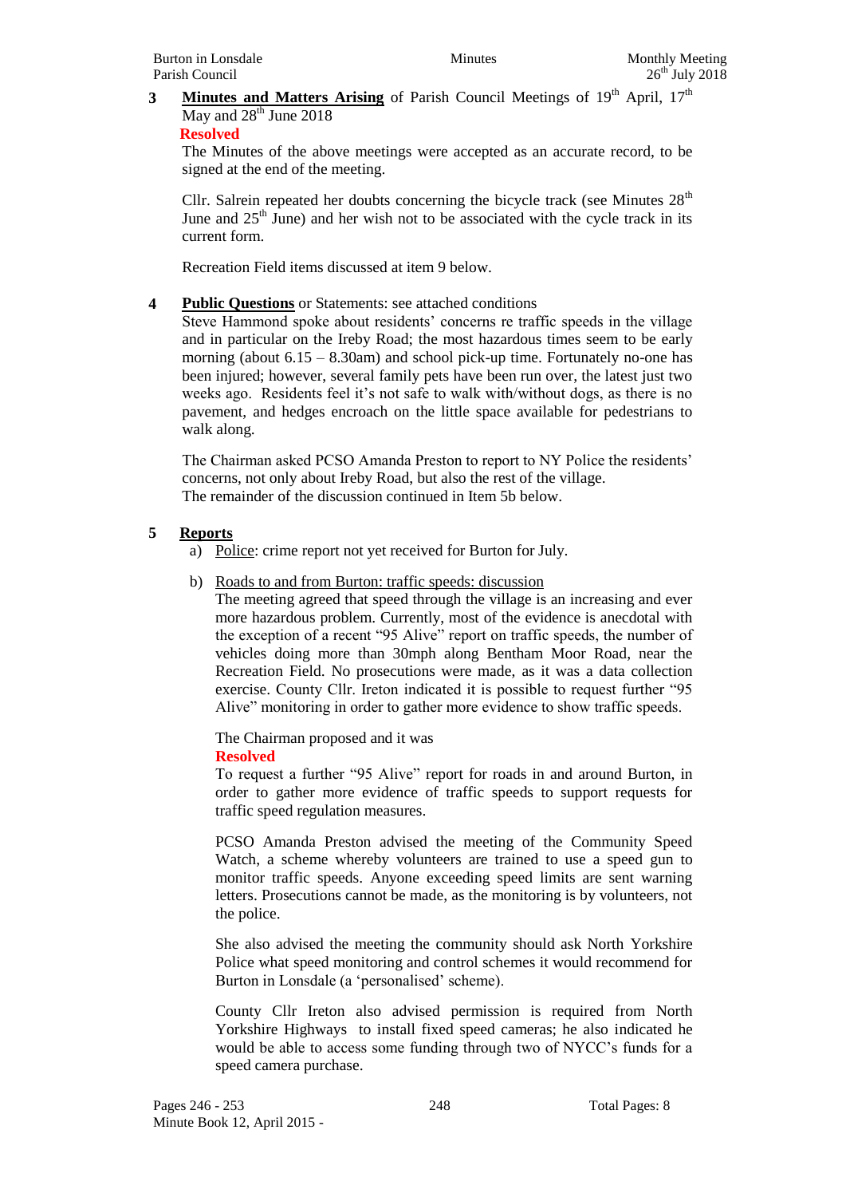**3 Minutes and Matters Arising** of Parish Council Meetings of 19th April, 17th May and 28th June 2018

**Resolved**

The Minutes of the above meetings were accepted as an accurate record, to be signed at the end of the meeting.

Cllr. Salrein repeated her doubts concerning the bicycle track (see Minutes 28th June and 25th June) and her wish not to be associated with the cycle track in its current form.

Recreation Field items discussed at item 9 below.

**4 Public Questions** or Statements: see attached conditions

Steve Hammond spoke about residents' concerns re traffic speeds in the village and in particular on the Ireby Road; the most hazardous times seem to be early morning (about 6.15 – 8.30am) and school pick-up time. Fortunately no-one has been injured; however, several family pets have been run over, the latest just two weeks ago. Residents feel it's not safe to walk with/without dogs, as there is no pavement, and hedges encroach on the little space available for pedestrians to walk along.

The Chairman asked PCSO Amanda Preston to report to NY Police the residents' concerns, not only about Ireby Road, but also the rest of the village.
The remainder of the discussion continued in Item 5b below.

**5 Reports**

a) Police: crime report not yet received for Burton for July.

b) Roads to and from Burton: traffic speeds: discussion

The meeting agreed that speed through the village is an increasing and ever more hazardous problem. Currently, most of the evidence is anecdotal with the exception of a recent "95 Alive" report on traffic speeds, the number of vehicles doing more than 30mph along Bentham Moor Road, near the Recreation Field. No prosecutions were made, as it was a data collection exercise. County Cllr. Ireton indicated it is possible to request further "95 Alive" monitoring in order to gather more evidence to show traffic speeds.

The Chairman proposed and it was

**Resolved**

To request a further "95 Alive" report for roads in and around Burton, in order to gather more evidence of traffic speeds to support requests for traffic speed regulation measures.

PCSO Amanda Preston advised the meeting of the Community Speed Watch, a scheme whereby volunteers are trained to use a speed gun to monitor traffic speeds. Anyone exceeding speed limits are sent warning letters. Prosecutions cannot be made, as the monitoring is by volunteers, not the police.

She also advised the meeting the community should ask North Yorkshire Police what speed monitoring and control schemes it would recommend for Burton in Lonsdale (a 'personalised' scheme).

County Cllr Ireton also advised permission is required from North Yorkshire Highways to install fixed speed cameras; he also indicated he would be able to access some funding through two of NYCC's funds for a speed camera purchase.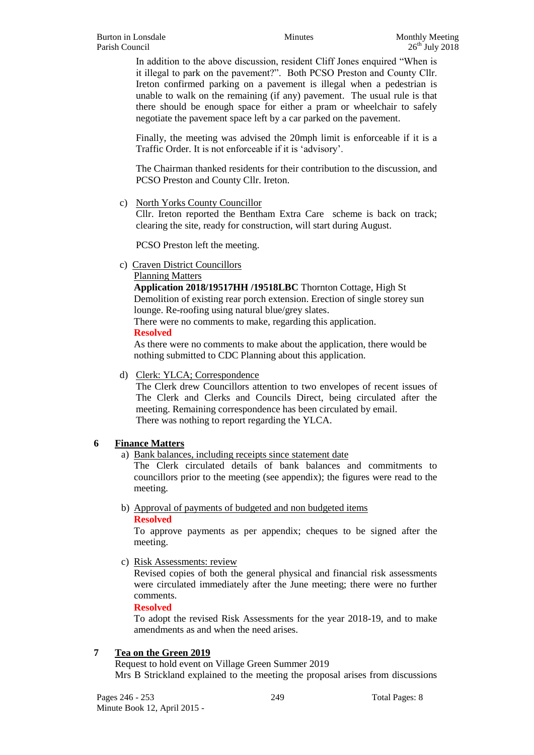In addition to the above discussion, resident Cliff Jones enquired "When is it illegal to park on the pavement?". Both PCSO Preston and County Cllr. Ireton confirmed parking on a pavement is illegal when a pedestrian is unable to walk on the remaining (if any) pavement. The usual rule is that there should be enough space for either a pram or wheelchair to safely negotiate the pavement space left by a car parked on the pavement.

Finally, the meeting was advised the 20mph limit is enforceable if it is a Traffic Order. It is not enforceable if it is 'advisory'.

The Chairman thanked residents for their contribution to the discussion, and PCSO Preston and County Cllr. Ireton.

c) North Yorks County Councillor

Cllr. Ireton reported the Bentham Extra Care scheme is back on track; clearing the site, ready for construction, will start during August.

PCSO Preston left the meeting.

c) Craven District Councillors

Planning Matters

**Application 2018/19517HH /19518LBC** Thornton Cottage, High St
Demolition of existing rear porch extension. Erection of single storey sun lounge. Re-roofing using natural blue/grey slates.
There were no comments to make, regarding this application.

**Resolved**

As there were no comments to make about the application, there would be nothing submitted to CDC Planning about this application.

d) Clerk: YLCA; Correspondence

The Clerk drew Councillors attention to two envelopes of recent issues of The Clerk and Clerks and Councils Direct, being circulated after the meeting. Remaining correspondence has been circulated by email.
There was nothing to report regarding the YLCA.

## 6 Finance Matters

a) Bank balances, including receipts since statement date

The Clerk circulated details of bank balances and commitments to councillors prior to the meeting (see appendix); the figures were read to the meeting.

b) Approval of payments of budgeted and non budgeted items

**Resolved**

To approve payments as per appendix; cheques to be signed after the meeting.

c) Risk Assessments: review

Revised copies of both the general physical and financial risk assessments were circulated immediately after the June meeting; there were no further comments.

**Resolved**

To adopt the revised Risk Assessments for the year 2018-19, and to make amendments as and when the need arises.

## 7 Tea on the Green 2019

Request to hold event on Village Green Summer 2019
Mrs B Strickland explained to the meeting the proposal arises from discussions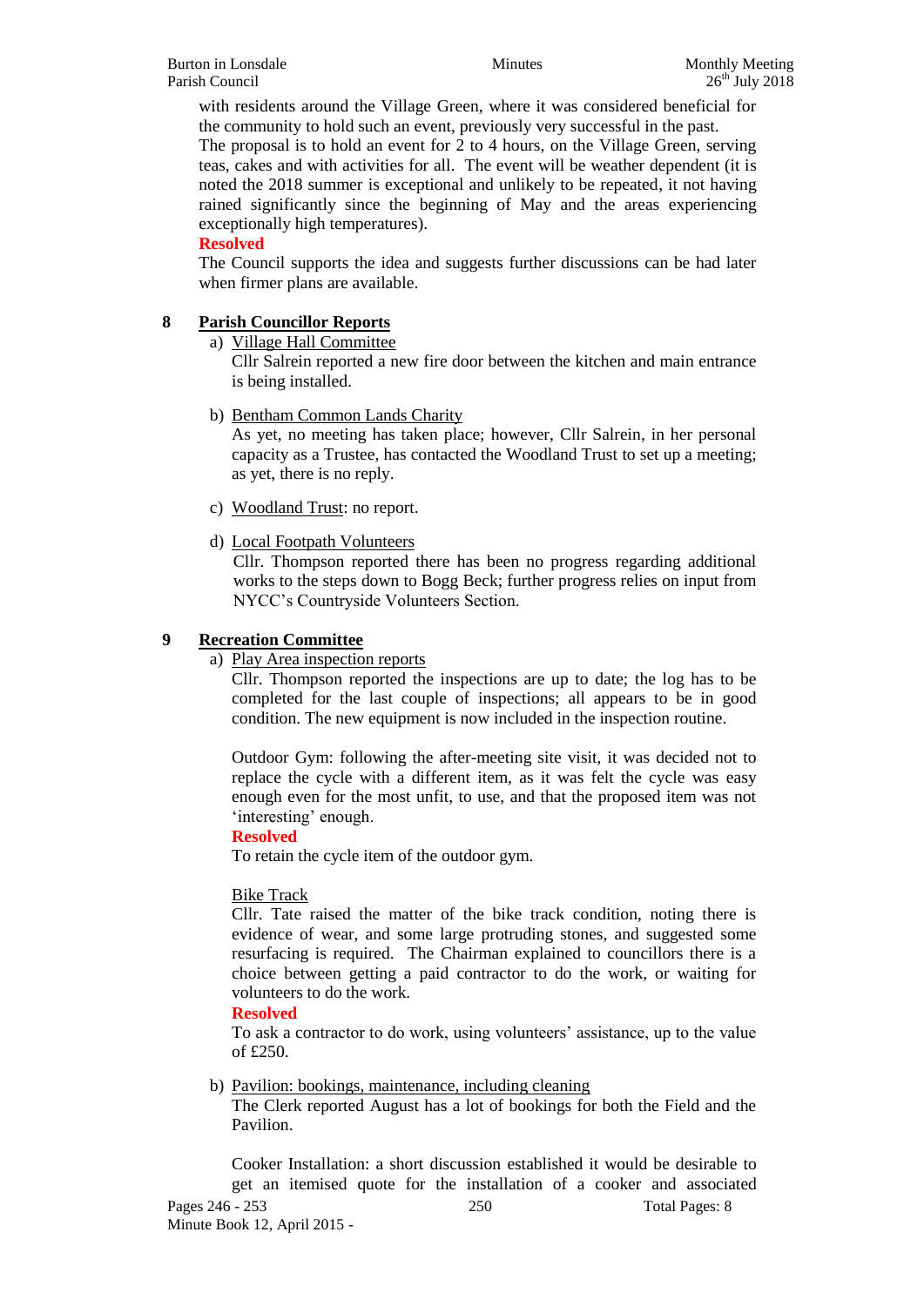with residents around the Village Green, where it was considered beneficial for the community to hold such an event, previously very successful in the past.
The proposal is to hold an event for 2 to 4 hours, on the Village Green, serving teas, cakes and with activities for all. The event will be weather dependent (it is noted the 2018 summer is exceptional and unlikely to be repeated, it not having rained significantly since the beginning of May and the areas experiencing exceptionally high temperatures).

**Resolved**

The Council supports the idea and suggests further discussions can be had later when firmer plans are available.

## 8 Parish Councillor Reports

a) Village Hall Committee

Cllr Salrein reported a new fire door between the kitchen and main entrance is being installed.

b) Bentham Common Lands Charity

As yet, no meeting has taken place; however, Cllr Salrein, in her personal capacity as a Trustee, has contacted the Woodland Trust to set up a meeting; as yet, there is no reply.

c) Woodland Trust: no report.

d) Local Footpath Volunteers

Cllr. Thompson reported there has been no progress regarding additional works to the steps down to Bogg Beck; further progress relies on input from NYCC's Countryside Volunteers Section.

## 9 Recreation Committee

a) Play Area inspection reports

Cllr. Thompson reported the inspections are up to date; the log has to be completed for the last couple of inspections; all appears to be in good condition. The new equipment is now included in the inspection routine.

Outdoor Gym: following the after-meeting site visit, it was decided not to replace the cycle with a different item, as it was felt the cycle was easy enough even for the most unfit, to use, and that the proposed item was not 'interesting' enough.

**Resolved**

To retain the cycle item of the outdoor gym.

Bike Track

Cllr. Tate raised the matter of the bike track condition, noting there is evidence of wear, and some large protruding stones, and suggested some resurfacing is required. The Chairman explained to councillors there is a choice between getting a paid contractor to do the work, or waiting for volunteers to do the work.

**Resolved**

To ask a contractor to do work, using volunteers' assistance, up to the value of £250.

b) Pavilion: bookings, maintenance, including cleaning

The Clerk reported August has a lot of bookings for both the Field and the Pavilion.

Cooker Installation: a short discussion established it would be desirable to get an itemised quote for the installation of a cooker and associated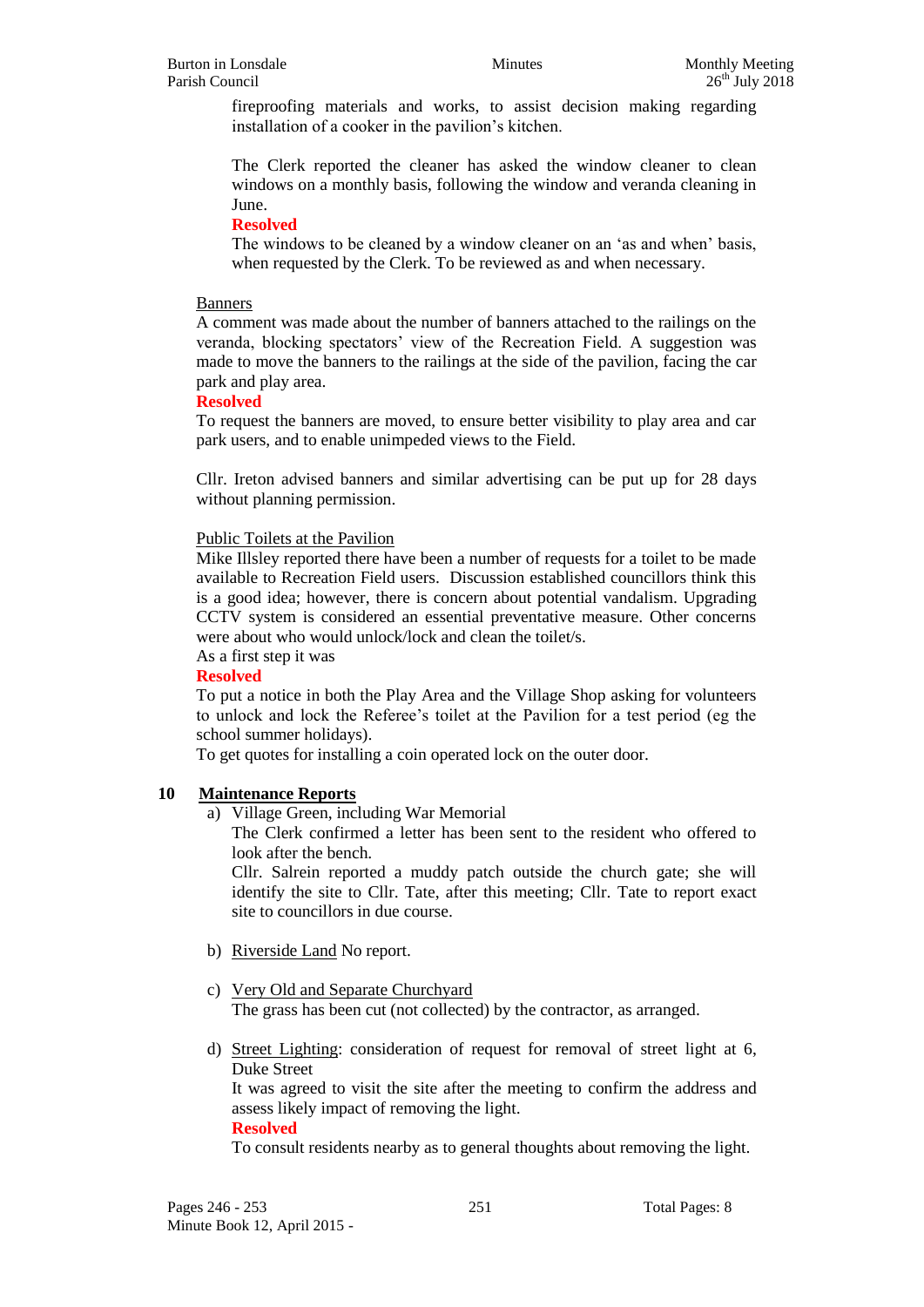fireproofing materials and works, to assist decision making regarding installation of a cooker in the pavilion's kitchen.

The Clerk reported the cleaner has asked the window cleaner to clean windows on a monthly basis, following the window and veranda cleaning in June.

**Resolved**

The windows to be cleaned by a window cleaner on an 'as and when' basis, when requested by the Clerk. To be reviewed as and when necessary.

Banners

A comment was made about the number of banners attached to the railings on the veranda, blocking spectators' view of the Recreation Field. A suggestion was made to move the banners to the railings at the side of the pavilion, facing the car park and play area.

**Resolved**

To request the banners are moved, to ensure better visibility to play area and car park users, and to enable unimpeded views to the Field.

Cllr. Ireton advised banners and similar advertising can be put up for 28 days without planning permission.

Public Toilets at the Pavilion

Mike Illsley reported there have been a number of requests for a toilet to be made available to Recreation Field users. Discussion established councillors think this is a good idea; however, there is concern about potential vandalism. Upgrading CCTV system is considered an essential preventative measure. Other concerns were about who would unlock/lock and clean the toilet/s.

As a first step it was

**Resolved**

To put a notice in both the Play Area and the Village Shop asking for volunteers to unlock and lock the Referee's toilet at the Pavilion for a test period (eg the school summer holidays).

To get quotes for installing a coin operated lock on the outer door.

## 10 Maintenance Reports

a) Village Green, including War Memorial

The Clerk confirmed a letter has been sent to the resident who offered to look after the bench.

Cllr. Salrein reported a muddy patch outside the church gate; she will identify the site to Cllr. Tate, after this meeting; Cllr. Tate to report exact site to councillors in due course.

b) Riverside Land No report.

c) Very Old and Separate Churchyard

The grass has been cut (not collected) by the contractor, as arranged.

d) Street Lighting: consideration of request for removal of street light at 6, Duke Street

It was agreed to visit the site after the meeting to confirm the address and assess likely impact of removing the light.

**Resolved**

To consult residents nearby as to general thoughts about removing the light.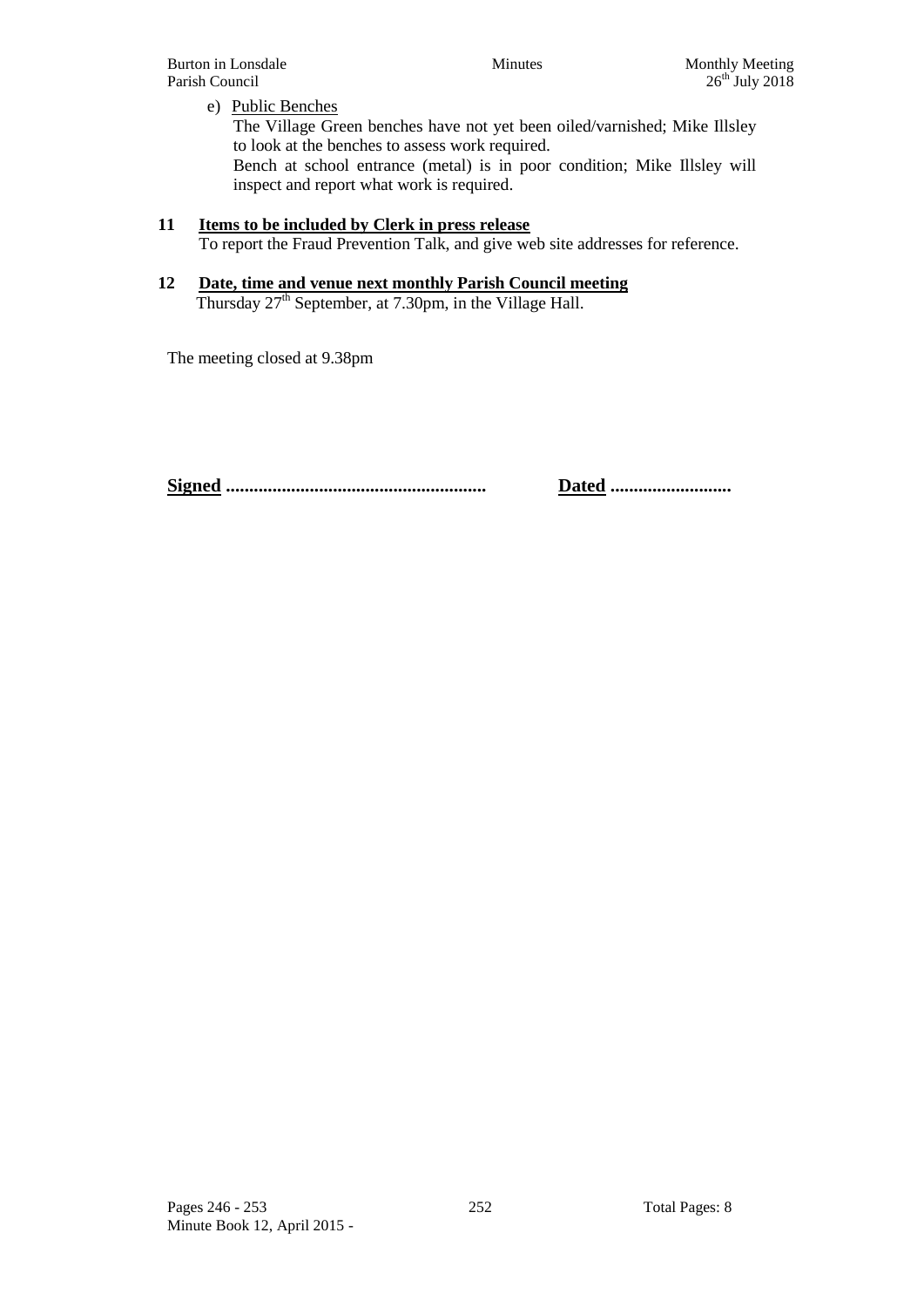e) <u>Public Benches</u>

The Village Green benches have not yet been oiled/varnished; Mike Illsley to look at the benches to assess work required.

Bench at school entrance (metal) is in poor condition; Mike Illsley will inspect and report what work is required.

**11 <u>Items to be included by Clerk in press release</u>**

To report the Fraud Prevention Talk, and give web site addresses for reference.

**12 <u>Date, time and venue next monthly Parish Council meeting</u>**

Thursday 27th September, at 7.30pm, in the Village Hall.

The meeting closed at 9.38pm

**<u>Signed</u> .......................................................** **<u>Dated</u> ..........................**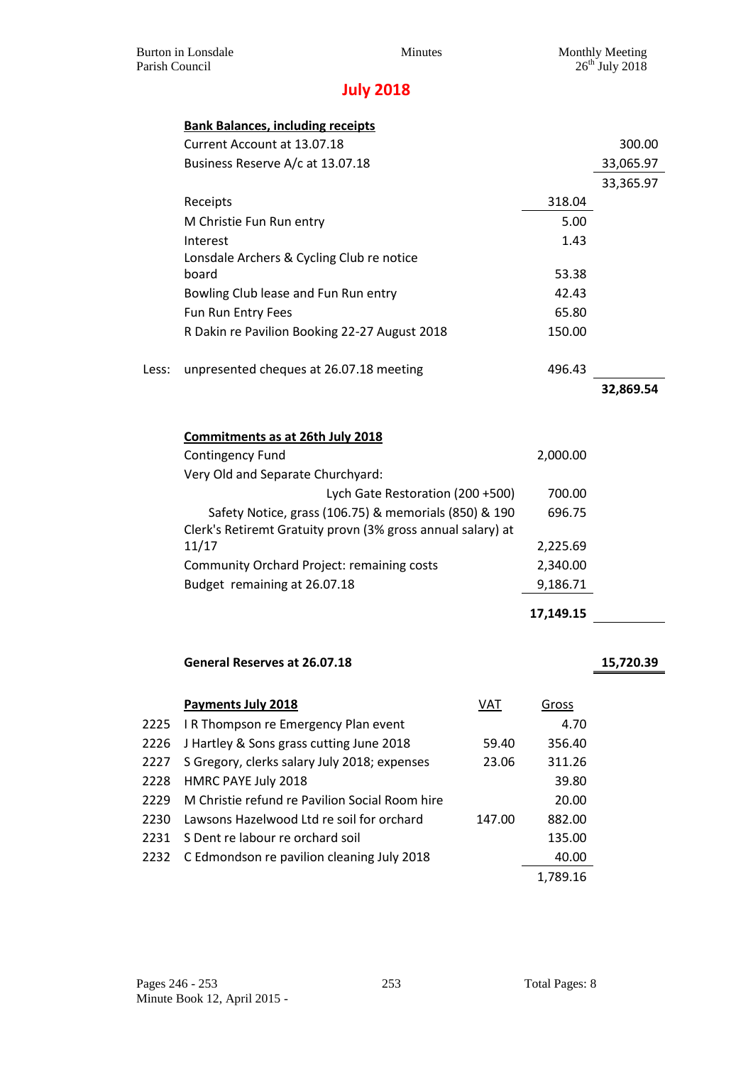## July 2018

**Bank Balances, including receipts**

| | | | |
|---|---|---|---|
| | Current Account at 13.07.18 | | 300.00 |
| | Business Reserve A/c at 13.07.18 | | 33,065.97 |
| | | | 33,365.97 |
| | Receipts | 318.04 | |
| | M Christie Fun Run entry | 5.00 | |
| | Interest | 1.43 | |
| | Lonsdale Archers & Cycling Club re notice board | 53.38 | |
| | Bowling Club lease and Fun Run entry | 42.43 | |
| | Fun Run Entry Fees | 65.80 | |
| | R Dakin re Pavilion Booking 22-27 August 2018 | 150.00 | |
| Less: | unpresented cheques at 26.07.18 meeting | 496.43 | |
| | | | **32,869.54** |

**Commitments as at 26th July 2018**

| | | |
|---|---|---|
| Contingency Fund | 2,000.00 | |
| Very Old and Separate Churchyard: | | |
| Lych Gate Restoration (200 +500) | 700.00 | |
| Safety Notice, grass (106.75) & memorials (850) & 190 | 696.75 | |
| Clerk's Retiremt Gratuity provn (3% gross annual salary) at 11/17 | 2,225.69 | |
| Community Orchard Project: remaining costs | 2,340.00 | |
| Budget remaining at 26.07.18 | 9,186.71 | |
| | **17,149.15** | |

**General Reserves at 26.07.18** **15,720.39**

| | Payments July 2018 | VAT | Gross |
|---|---|---|---|
| 2225 | I R Thompson re Emergency Plan event | | 4.70 |
| 2226 | J Hartley & Sons grass cutting June 2018 | 59.40 | 356.40 |
| 2227 | S Gregory, clerks salary July 2018; expenses | 23.06 | 311.26 |
| 2228 | HMRC PAYE July 2018 | | 39.80 |
| 2229 | M Christie refund re Pavilion Social Room hire | | 20.00 |
| 2230 | Lawsons Hazelwood Ltd re soil for orchard | 147.00 | 882.00 |
| 2231 | S Dent re labour re orchard soil | | 135.00 |
| 2232 | C Edmondson re pavilion cleaning July 2018 | | 40.00 |
| | | | 1,789.16 |